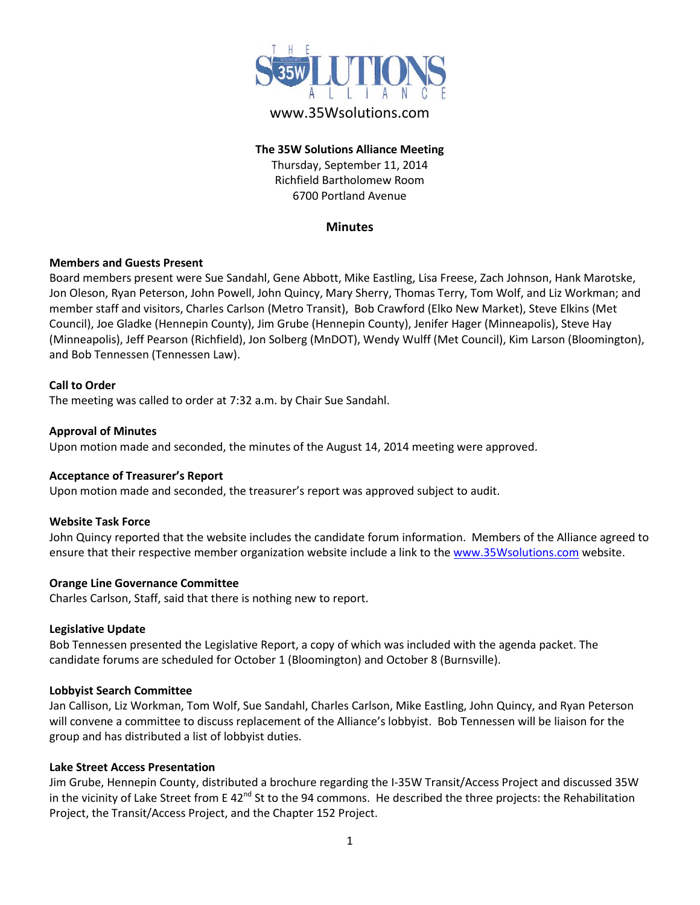www.35Wsolutions.com

**The 35W Solutions Alliance Meeting**

Thursday, September 11, 2014

Richfield Bartholomew Room

6700 Portland Avenue

## Minutes

**Members and Guests Present**

Board members present were Sue Sandahl, Gene Abbott, Mike Eastling, Lisa Freese, Zach Johnson, Hank Marotske, Jon Oleson, Ryan Peterson, John Powell, John Quincy, Mary Sherry, Thomas Terry, Tom Wolf, and Liz Workman; and member staff and visitors, Charles Carlson (Metro Transit), Bob Crawford (Elko New Market), Steve Elkins (Met Council), Joe Gladke (Hennepin County), Jim Grube (Hennepin County), Jenifer Hager (Minneapolis), Steve Hay (Minneapolis), Jeff Pearson (Richfield), Jon Solberg (MnDOT), Wendy Wulff (Met Council), Kim Larson (Bloomington), and Bob Tennessen (Tennessen Law).

**Call to Order**

The meeting was called to order at 7:32 a.m. by Chair Sue Sandahl.

**Approval of Minutes**

Upon motion made and seconded, the minutes of the August 14, 2014 meeting were approved.

**Acceptance of Treasurer's Report**

Upon motion made and seconded, the treasurer's report was approved subject to audit.

**Website Task Force**

John Quincy reported that the website includes the candidate forum information. Members of the Alliance agreed to ensure that their respective member organization website include a link to the www.35Wsolutions.com website.

**Orange Line Governance Committee**

Charles Carlson, Staff, said that there is nothing new to report.

**Legislative Update**

Bob Tennessen presented the Legislative Report, a copy of which was included with the agenda packet. The candidate forums are scheduled for October 1 (Bloomington) and October 8 (Burnsville).

**Lobbyist Search Committee**

Jan Callison, Liz Workman, Tom Wolf, Sue Sandahl, Charles Carlson, Mike Eastling, John Quincy, and Ryan Peterson will convene a committee to discuss replacement of the Alliance's lobbyist. Bob Tennessen will be liaison for the group and has distributed a list of lobbyist duties.

**Lake Street Access Presentation**

Jim Grube, Hennepin County, distributed a brochure regarding the I-35W Transit/Access Project and discussed 35W in the vicinity of Lake Street from E 42nd St to the 94 commons. He described the three projects: the Rehabilitation Project, the Transit/Access Project, and the Chapter 152 Project.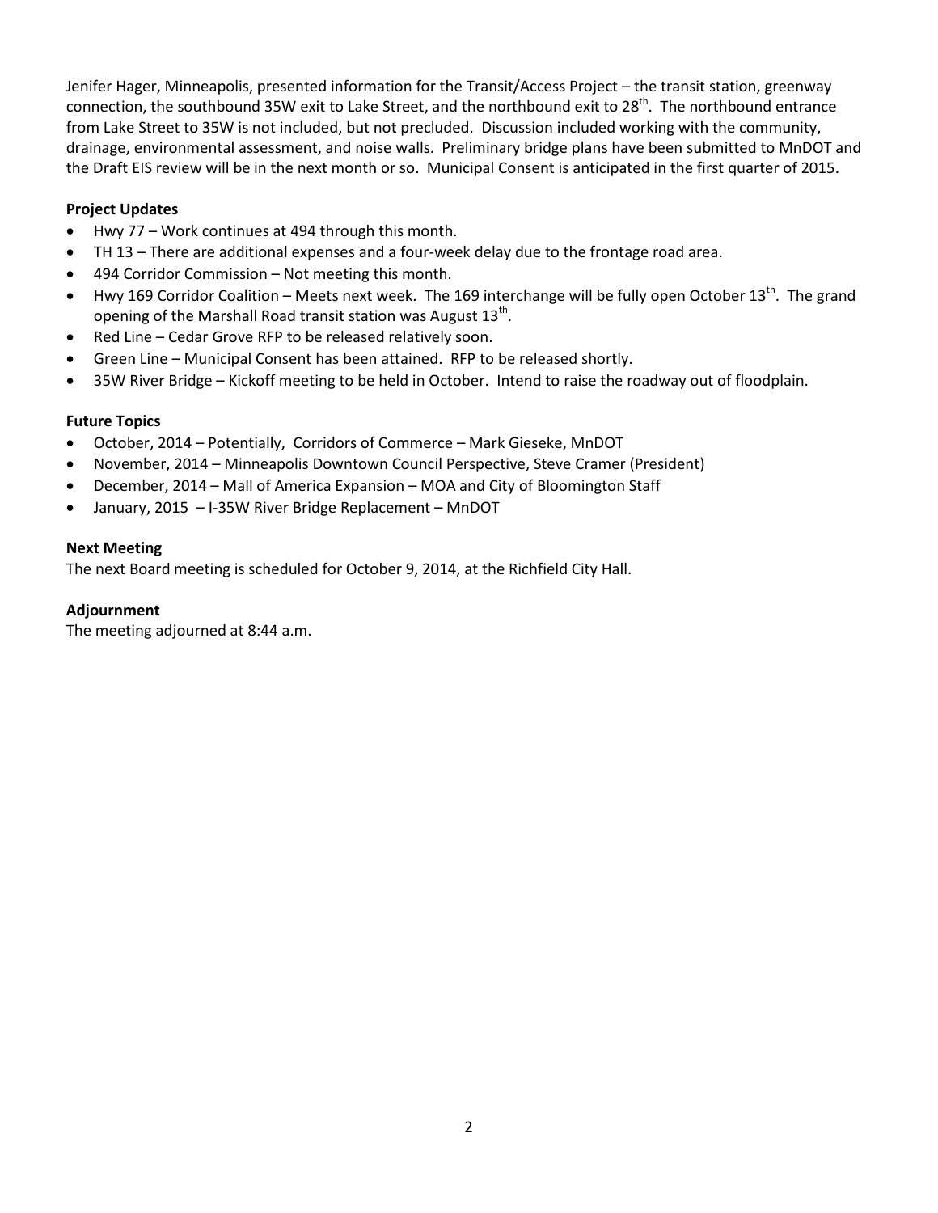Jenifer Hager, Minneapolis, presented information for the Transit/Access Project – the transit station, greenway connection, the southbound 35W exit to Lake Street, and the northbound exit to 28th. The northbound entrance from Lake Street to 35W is not included, but not precluded. Discussion included working with the community, drainage, environmental assessment, and noise walls. Preliminary bridge plans have been submitted to MnDOT and the Draft EIS review will be in the next month or so. Municipal Consent is anticipated in the first quarter of 2015.

**Project Updates**

- Hwy 77 – Work continues at 494 through this month.
- TH 13 – There are additional expenses and a four-week delay due to the frontage road area.
- 494 Corridor Commission – Not meeting this month.
- Hwy 169 Corridor Coalition – Meets next week. The 169 interchange will be fully open October 13th. The grand opening of the Marshall Road transit station was August 13th.
- Red Line – Cedar Grove RFP to be released relatively soon.
- Green Line – Municipal Consent has been attained. RFP to be released shortly.
- 35W River Bridge – Kickoff meeting to be held in October. Intend to raise the roadway out of floodplain.

**Future Topics**

- October, 2014 – Potentially, Corridors of Commerce – Mark Gieseke, MnDOT
- November, 2014 – Minneapolis Downtown Council Perspective, Steve Cramer (President)
- December, 2014 – Mall of America Expansion – MOA and City of Bloomington Staff
- January, 2015 – I-35W River Bridge Replacement – MnDOT

**Next Meeting**

The next Board meeting is scheduled for October 9, 2014, at the Richfield City Hall.

**Adjournment**

The meeting adjourned at 8:44 a.m.